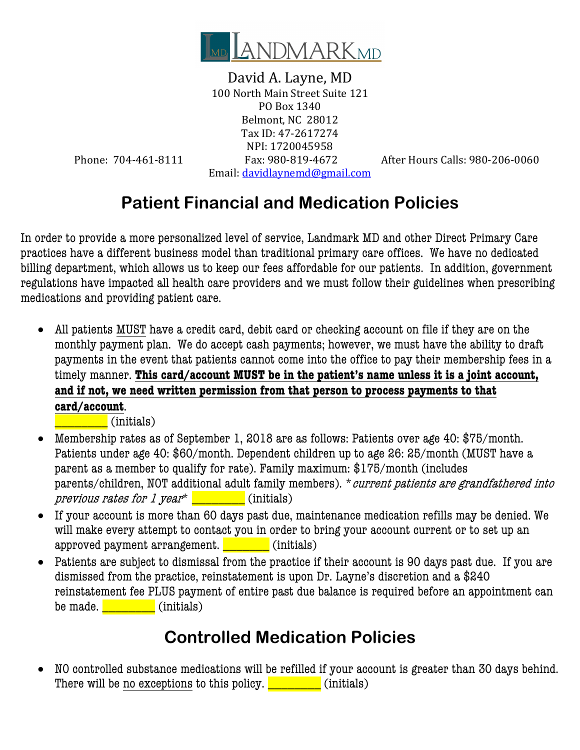LANDMARK MD

David A. Layne, MD
100 North Main Street Suite 121
PO Box 1340
Belmont, NC 28012
Tax ID: 47-2617274
NPI: 1720045958

Phone: 704-461-8111 Fax: 980-819-4672 After Hours Calls: 980-206-0060

Email: davidlaynemd@gmail.com

# Patient Financial and Medication Policies

In order to provide a more personalized level of service, Landmark MD and other Direct Primary Care practices have a different business model than traditional primary care offices. We have no dedicated billing department, which allows us to keep our fees affordable for our patients. In addition, government regulations have impacted all health care providers and we must follow their guidelines when prescribing medications and providing patient care.

- All patients MUST have a credit card, debit card or checking account on file if they are on the monthly payment plan. We do accept cash payments; however, we must have the ability to draft payments in the event that patients cannot come into the office to pay their membership fees in a timely manner. **This card/account MUST be in the patient's name unless it is a joint account, and if not, we need written permission from that person to process payments to that card/account**.
  _________ (initials)
- Membership rates as of September 1, 2018 are as follows: Patients over age 40: $75/month. Patients under age 40: $60/month. Dependent children up to age 26: 25/month (MUST have a parent as a member to qualify for rate). Family maximum: $175/month (includes parents/children, NOT additional adult family members). *\*current patients are grandfathered into previous rates for 1 year\** _________ (initials)
- If your account is more than 60 days past due, maintenance medication refills may be denied. We will make every attempt to contact you in order to bring your account current or to set up an approved payment arrangement. ________ (initials)
- Patients are subject to dismissal from the practice if their account is 90 days past due. If you are dismissed from the practice, reinstatement is upon Dr. Layne's discretion and a $240 reinstatement fee PLUS payment of entire past due balance is required before an appointment can be made. _________ (initials)

# Controlled Medication Policies

- NO controlled substance medications will be refilled if your account is greater than 30 days behind. There will be no exceptions to this policy. _________ (initials)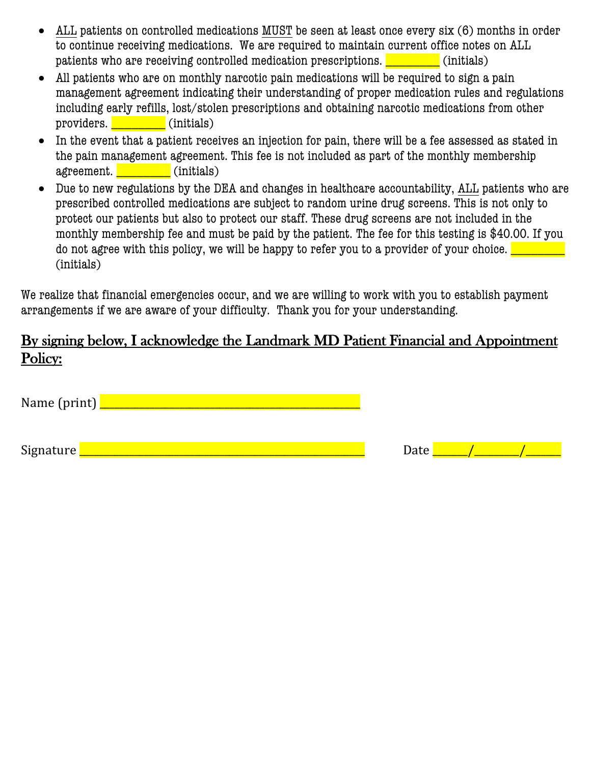- ALL patients on controlled medications MUST be seen at least once every six (6) months in order to continue receiving medications. We are required to maintain current office notes on ALL patients who are receiving controlled medication prescriptions. _________ (initials)
- All patients who are on monthly narcotic pain medications will be required to sign a pain management agreement indicating their understanding of proper medication rules and regulations including early refills, lost/stolen prescriptions and obtaining narcotic medications from other providers. _________ (initials)
- In the event that a patient receives an injection for pain, there will be a fee assessed as stated in the pain management agreement. This fee is not included as part of the monthly membership agreement. _________ (initials)
- Due to new regulations by the DEA and changes in healthcare accountability, ALL patients who are prescribed controlled medications are subject to random urine drug screens. This is not only to protect our patients but also to protect our staff. These drug screens are not included in the monthly membership fee and must be paid by the patient. The fee for this testing is $40.00. If you do not agree with this policy, we will be happy to refer you to a provider of your choice. _________ (initials)

We realize that financial emergencies occur, and we are willing to work with you to establish payment arrangements if we are aware of your difficulty. Thank you for your understanding.

## By signing below, I acknowledge the Landmark MD Patient Financial and Appointment Policy:

Name (print) ___________________________________________

Signature _______________________________________________ Date ______/_______/______